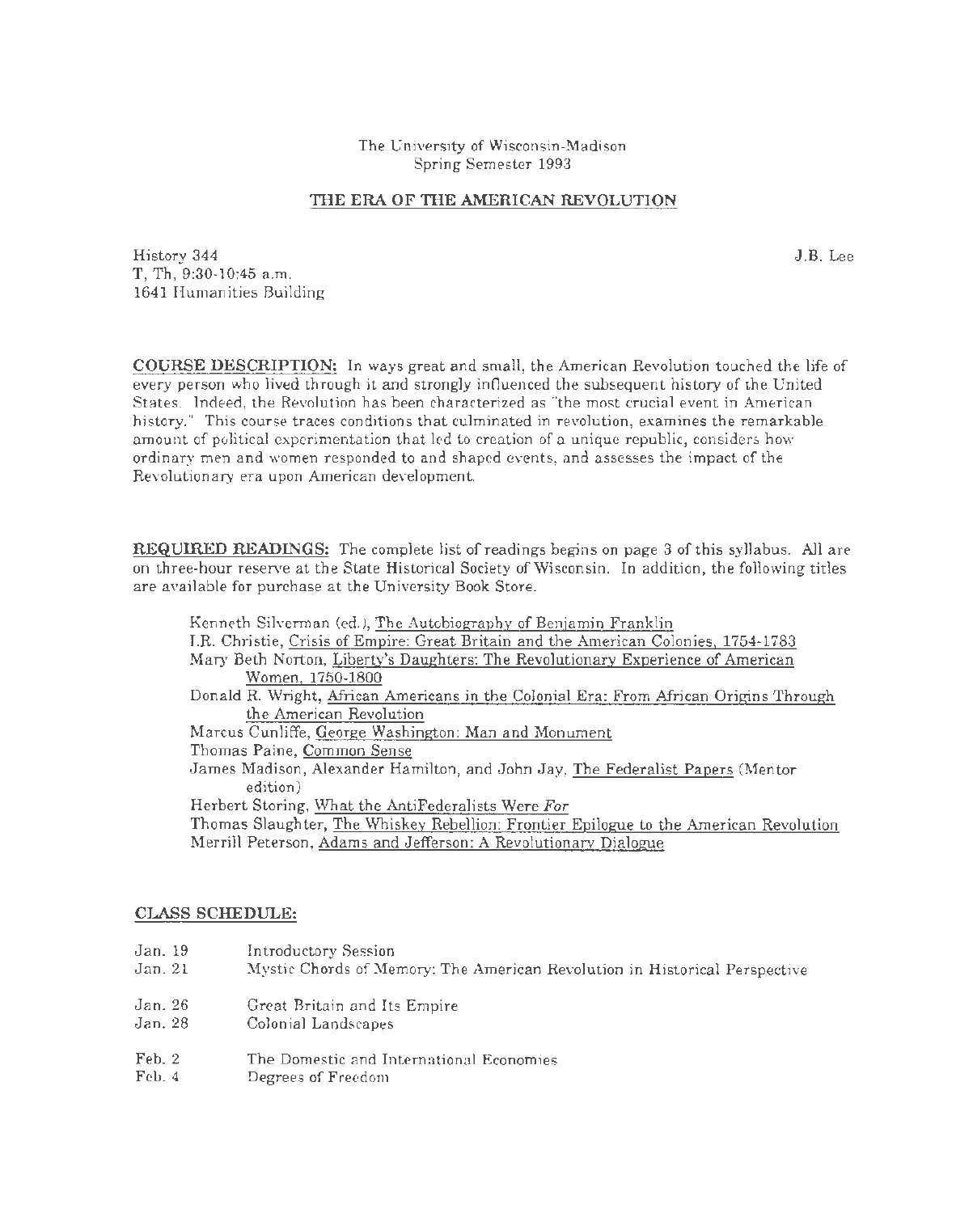The University of Wisconsin-Madison
Spring Semester 1993

# THE ERA OF THE AMERICAN REVOLUTION

History 344
T, Th, 9:30-10:45 a.m.
1641 Humanities Building

J.B. Lee

**COURSE DESCRIPTION:** In ways great and small, the American Revolution touched the life of every person who lived through it and strongly influenced the subsequent history of the United States. Indeed, the Revolution has been characterized as "the most crucial event in American history." This course traces conditions that culminated in revolution, examines the remarkable amount of political experimentation that led to creation of a unique republic, considers how ordinary men and women responded to and shaped events, and assesses the impact of the Revolutionary era upon American development.

**REQUIRED READINGS:** The complete list of readings begins on page 3 of this syllabus. All are on three-hour reserve at the State Historical Society of Wisconsin. In addition, the following titles are available for purchase at the University Book Store.

- Kenneth Silverman (ed.), The Autobiography of Benjamin Franklin
- I.R. Christie, Crisis of Empire: Great Britain and the American Colonies, 1754-1783
- Mary Beth Norton, Liberty's Daughters: The Revolutionary Experience of American Women, 1750-1800
- Donald R. Wright, African Americans in the Colonial Era: From African Origins Through the American Revolution
- Marcus Cunliffe, George Washington: Man and Monument
- Thomas Paine, Common Sense
- James Madison, Alexander Hamilton, and John Jay, The Federalist Papers (Mentor edition)
- Herbert Storing, What the AntiFederalists Were *For*
- Thomas Slaughter, The Whiskey Rebellion: Frontier Epilogue to the American Revolution
- Merrill Peterson, Adams and Jefferson: A Revolutionary Dialogue

## CLASS SCHEDULE:

| | |
|---|---|
| Jan. 19 | Introductory Session |
| Jan. 21 | Mystic Chords of Memory: The American Revolution in Historical Perspective |
| Jan. 26 | Great Britain and Its Empire |
| Jan. 28 | Colonial Landscapes |
| Feb. 2 | The Domestic and International Economies |
| Feb. 4 | Degrees of Freedom |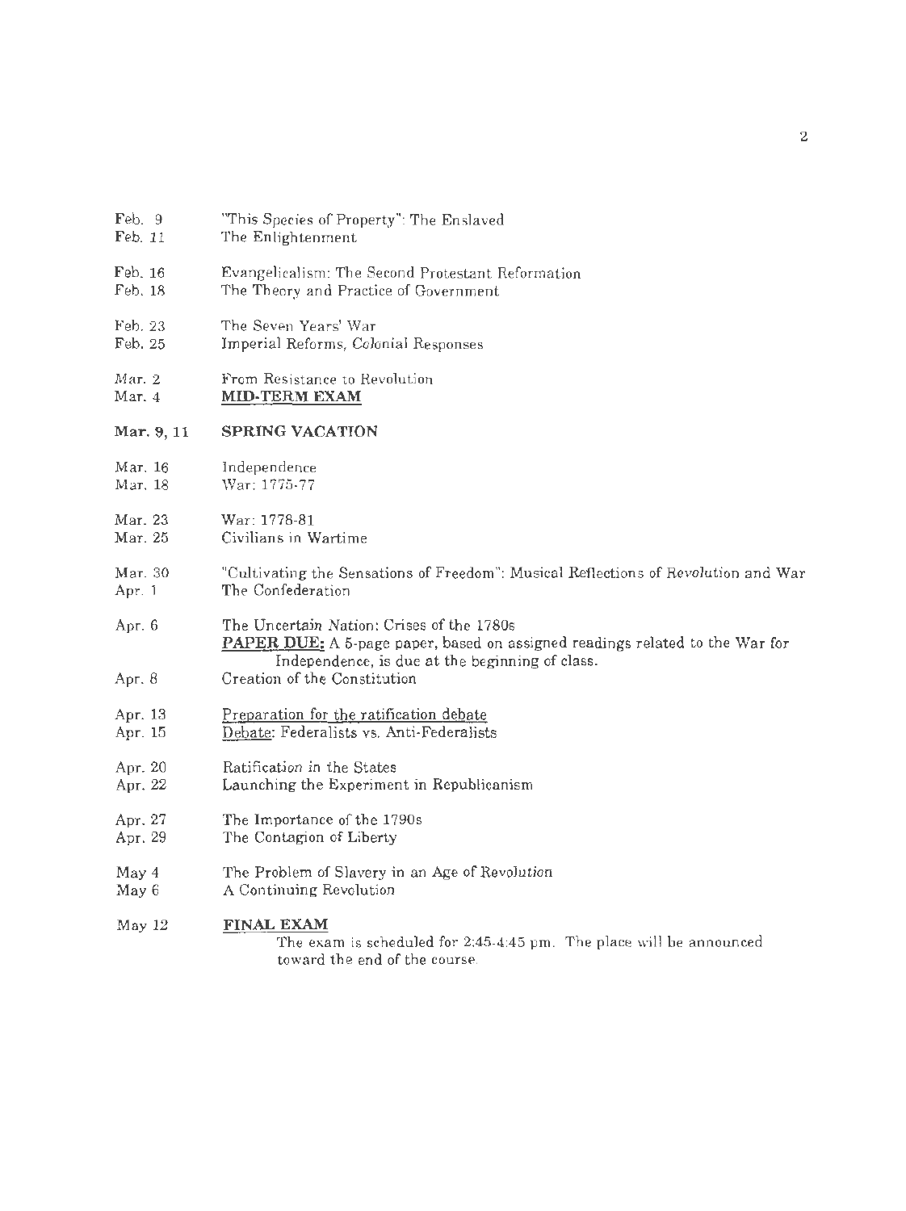| | |
|---|---|
| Feb. 9 | "This Species of Property": The Enslaved |
| Feb. 11 | The Enlightenment |
| Feb. 16 | Evangelicalism: The Second Protestant Reformation |
| Feb. 18 | The Theory and Practice of Government |
| Feb. 23 | The Seven Years' War |
| Feb. 25 | Imperial Reforms, Colonial Responses |
| Mar. 2 | From Resistance to Revolution |
| Mar. 4 | **MID-TERM EXAM** |
| **Mar. 9, 11** | **SPRING VACATION** |
| Mar. 16 | Independence |
| Mar. 18 | War: 1775-77 |
| Mar. 23 | War: 1778-81 |
| Mar. 25 | Civilians in Wartime |
| Mar. 30 | "Cultivating the Sensations of Freedom": Musical Reflections of Revolution and War |
| Apr. 1 | The Confederation |
| Apr. 6 | The Uncertain Nation: Crises of the 1780s<br>**PAPER DUE:** A 5-page paper, based on assigned readings related to the War for Independence, is due at the beginning of class. |
| Apr. 8 | Creation of the Constitution |
| Apr. 13 | Preparation for the ratification debate |
| Apr. 15 | Debate: Federalists vs. Anti-Federalists |
| Apr. 20 | Ratification in the States |
| Apr. 22 | Launching the Experiment in Republicanism |
| Apr. 27 | The Importance of the 1790s |
| Apr. 29 | The Contagion of Liberty |
| May 4 | The Problem of Slavery in an Age of Revolution |
| May 6 | A Continuing Revolution |
| May 12 | **FINAL EXAM**<br>The exam is scheduled for 2:45-4:45 pm. The place will be announced toward the end of the course. |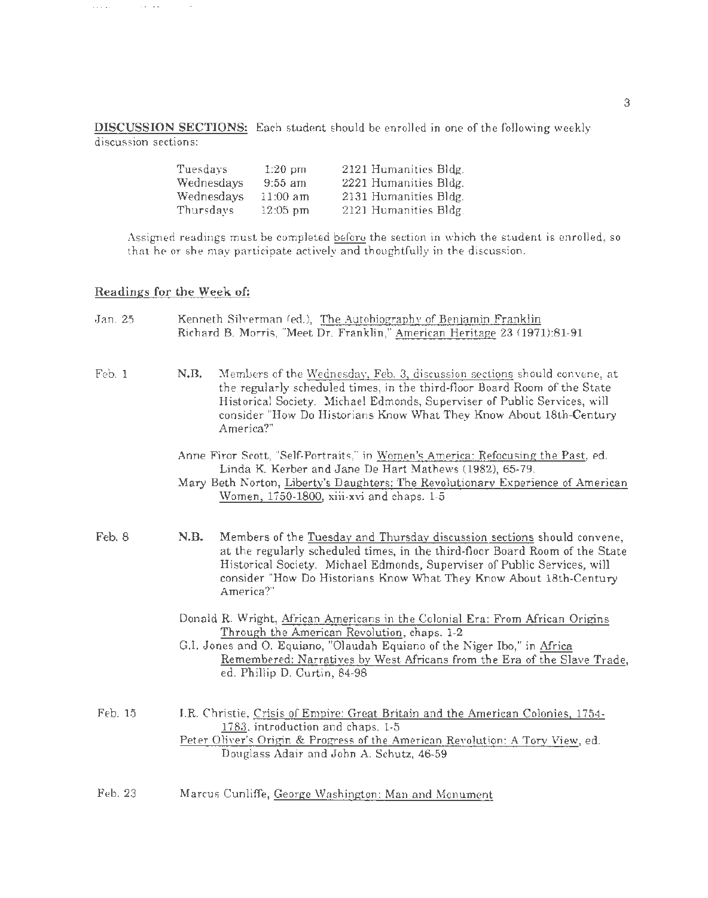**DISCUSSION SECTIONS:** Each student should be enrolled in one of the following weekly discussion sections:

| | | |
|---|---|---|
| Tuesdays | 1:20 pm | 2121 Humanities Bldg. |
| Wednesdays | 9:55 am | 2221 Humanities Bldg. |
| Wednesdays | 11:00 am | 2131 Humanities Bldg. |
| Thursdays | 12:05 pm | 2121 Humanities Bldg. |

Assigned readings must be completed before the section in which the student is enrolled, so that he or she may participate actively and thoughtfully in the discussion.

## Readings for the Week of:

**Jan. 25**

Kenneth Silverman (ed.), The Autobiography of Benjamin Franklin
Richard B. Morris, "Meet Dr. Franklin," American Heritage 23 (1971):81-91

**Feb. 1**

**N.B.** Members of the Wednesday, Feb. 3, discussion sections should convene, at the regularly scheduled times, in the third-floor Board Room of the State Historical Society. Michael Edmonds, Superviser of Public Services, will consider "How Do Historians Know What They Know About 18th-Century America?"

Anne Firor Scott, "Self-Portraits," in Women's America: Refocusing the Past, ed. Linda K. Kerber and Jane De Hart Mathews (1982), 65-79.
Mary Beth Norton, Liberty's Daughters: The Revolutionary Experience of American Women, 1750-1800, xiii-xvi and chaps. 1-5

**Feb. 8**

**N.B.** Members of the Tuesday and Thursday discussion sections should convene, at the regularly scheduled times, in the third-floor Board Room of the State Historical Society. Michael Edmonds, Superviser of Public Services, will consider "How Do Historians Know What They Know About 18th-Century America?"

Donald R. Wright, African Americans in the Colonial Era: From African Origins Through the American Revolution, chaps. 1-2
G.I. Jones and O. Equiano, "Olaudah Equiano of the Niger Ibo," in Africa Remembered: Narratives by West Africans from the Era of the Slave Trade, ed. Phillip D. Curtin, 84-98

**Feb. 15**

I.R. Christie, Crisis of Empire: Great Britain and the American Colonies, 1754-1783, introduction and chaps. 1-5
Peter Oliver's Origin & Progress of the American Revolution: A Tory View, ed. Douglass Adair and John A. Schutz, 46-59

**Feb. 23**

Marcus Cunliffe, George Washington: Man and Monument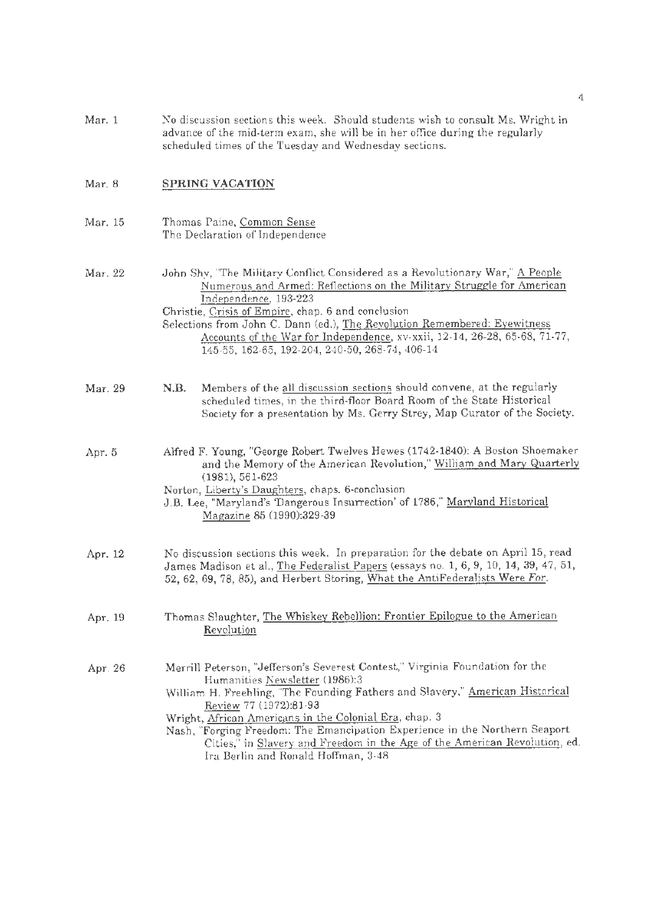Mar. 1 No discussion sections this week. Should students wish to consult Ms. Wright in advance of the mid-term exam, she will be in her office during the regularly scheduled times of the Tuesday and Wednesday sections.

Mar. 8 **SPRING VACATION**

Mar. 15 Thomas Paine, Common Sense
The Declaration of Independence

Mar. 22 John Shy, "The Military Conflict Considered as a Revolutionary War," A People Numerous and Armed: Reflections on the Military Struggle for American Independence, 193-223
Christie, Crisis of Empire, chap. 6 and conclusion
Selections from John C. Dann (ed.), The Revolution Remembered: Eyewitness Accounts of the War for Independence, xv-xxii, 12-14, 26-28, 65-68, 71-77, 145-55, 162-65, 192-204, 240-50, 268-74, 406-14

Mar. 29 **N.B.** Members of the all discussion sections should convene, at the regularly scheduled times, in the third-floor Board Room of the State Historical Society for a presentation by Ms. Gerry Strey, Map Curator of the Society.

Apr. 5 Alfred F. Young, "George Robert Twelves Hewes (1742-1840): A Boston Shoemaker and the Memory of the American Revolution," William and Mary Quarterly (1981), 561-623
Norton, Liberty's Daughters, chaps. 6-conclusion
J.B. Lee, "Maryland's 'Dangerous Insurrection' of 1786," Maryland Historical Magazine 85 (1990):329-39

Apr. 12 No discussion sections this week. In preparation for the debate on April 15, read James Madison et al., The Federalist Papers (essays no. 1, 6, 9, 10, 14, 39, 47, 51, 52, 62, 69, 78, 85), and Herbert Storing, What the AntiFederalists Were *For*.

Apr. 19 Thomas Slaughter, The Whiskey Rebellion: Frontier Epilogue to the American Revolution

Apr. 26 Merrill Peterson, "Jefferson's Severest Contest," Virginia Foundation for the Humanities Newsletter (1986):3
William H. Freehling, "The Founding Fathers and Slavery," American Historical Review 77 (1972):81-93
Wright, African Americans in the Colonial Era, chap. 3
Nash, "Forging Freedom: The Emancipation Experience in the Northern Seaport Cities," in Slavery and Freedom in the Age of the American Revolution, ed. Ira Berlin and Ronald Hoffman, 3-48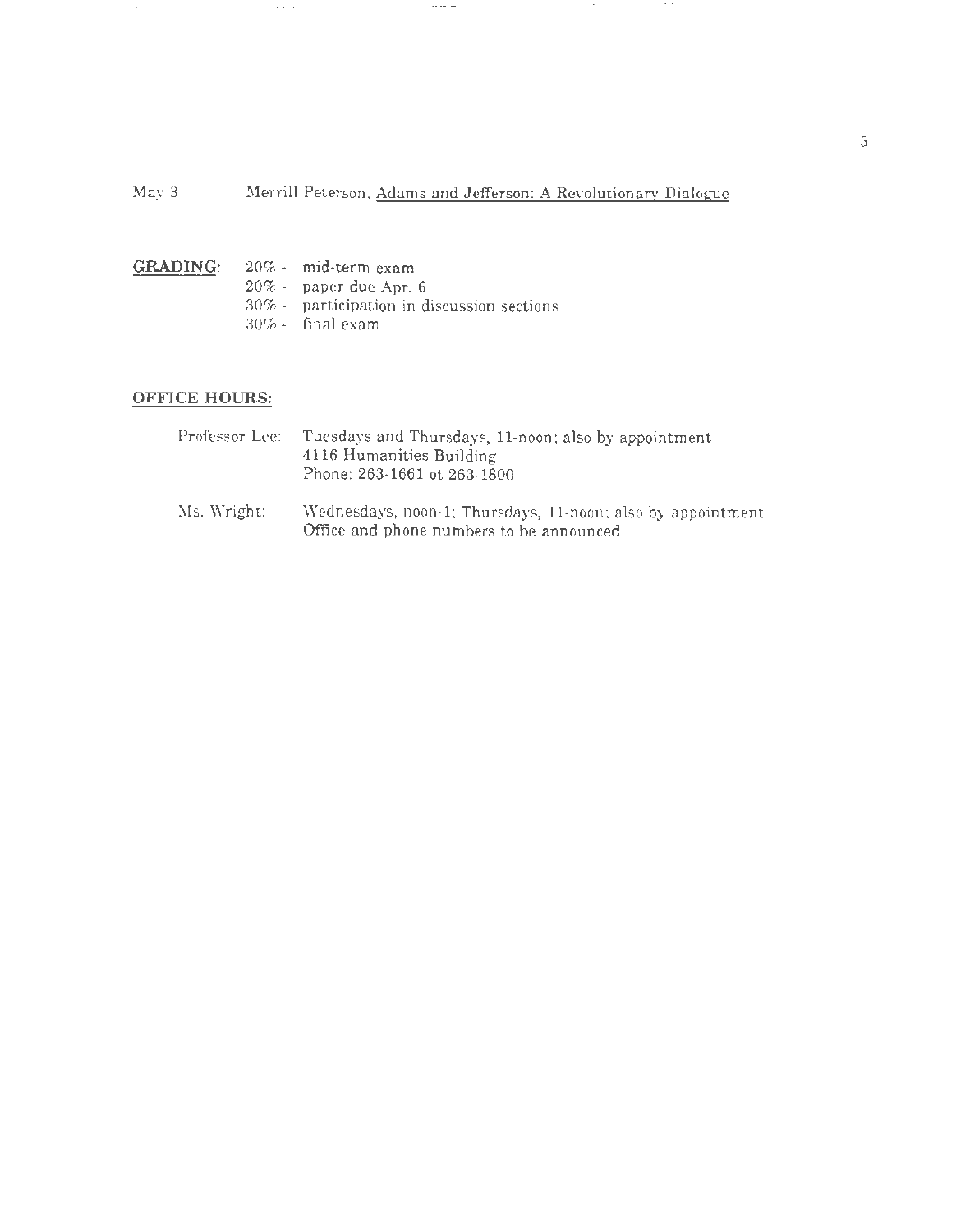May 3 Merrill Peterson, Adams and Jefferson: A Revolutionary Dialogue

**GRADING:**

- 20% - mid-term exam
- 20% - paper due Apr. 6
- 30% - participation in discussion sections
- 30% - final exam

**OFFICE HOURS:**

Professor Lee: Tuesdays and Thursdays, 11-noon; also by appointment
4116 Humanities Building
Phone: 263-1661 or 263-1800

Ms. Wright: Wednesdays, noon-1; Thursdays, 11-noon; also by appointment
Office and phone numbers to be announced